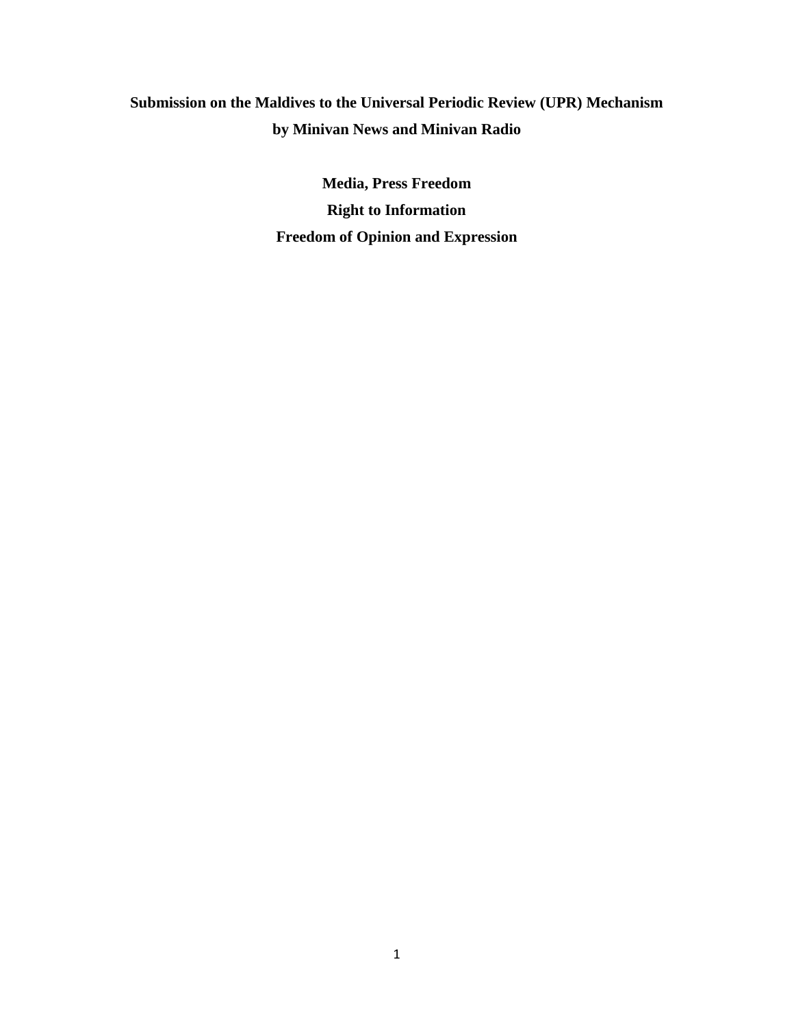# Submission on the Maldives to the Universal Periodic Review (UPR) Mechanism by Minivan News and Minivan Radio

**Media, Press Freedom**

**Right to Information**

**Freedom of Opinion and Expression**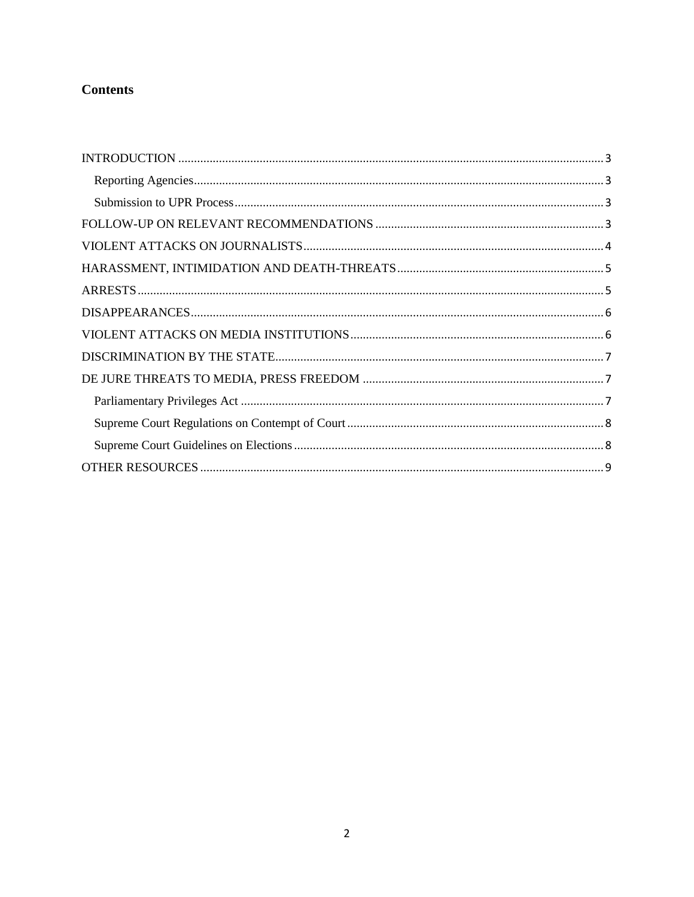## Contents

INTRODUCTION ........................................................................................................................... 3

- Reporting Agencies ................................................................................................................. 3
- Submission to UPR Process ..................................................................................................... 3

FOLLOW-UP ON RELEVANT RECOMMENDATIONS ........................................................................ 3

VIOLENT ATTACKS ON JOURNALISTS ................................................................................................ 4

HARASSMENT, INTIMIDATION AND DEATH-THREATS .................................................................. 5

ARRESTS ...................................................................................................................................... 5

DISAPPEARANCES ........................................................................................................................ 6

VIOLENT ATTACKS ON MEDIA INSTITUTIONS ................................................................................ 6

DISCRIMINATION BY THE STATE ..................................................................................................... 7

DE JURE THREATS TO MEDIA, PRESS FREEDOM ............................................................................ 7

- Parliamentary Privileges Act .................................................................................................... 7
- Supreme Court Regulations on Contempt of Court .................................................................. 8
- Supreme Court Guidelines on Elections .................................................................................. 8

OTHER RESOURCES ..................................................................................................................... 9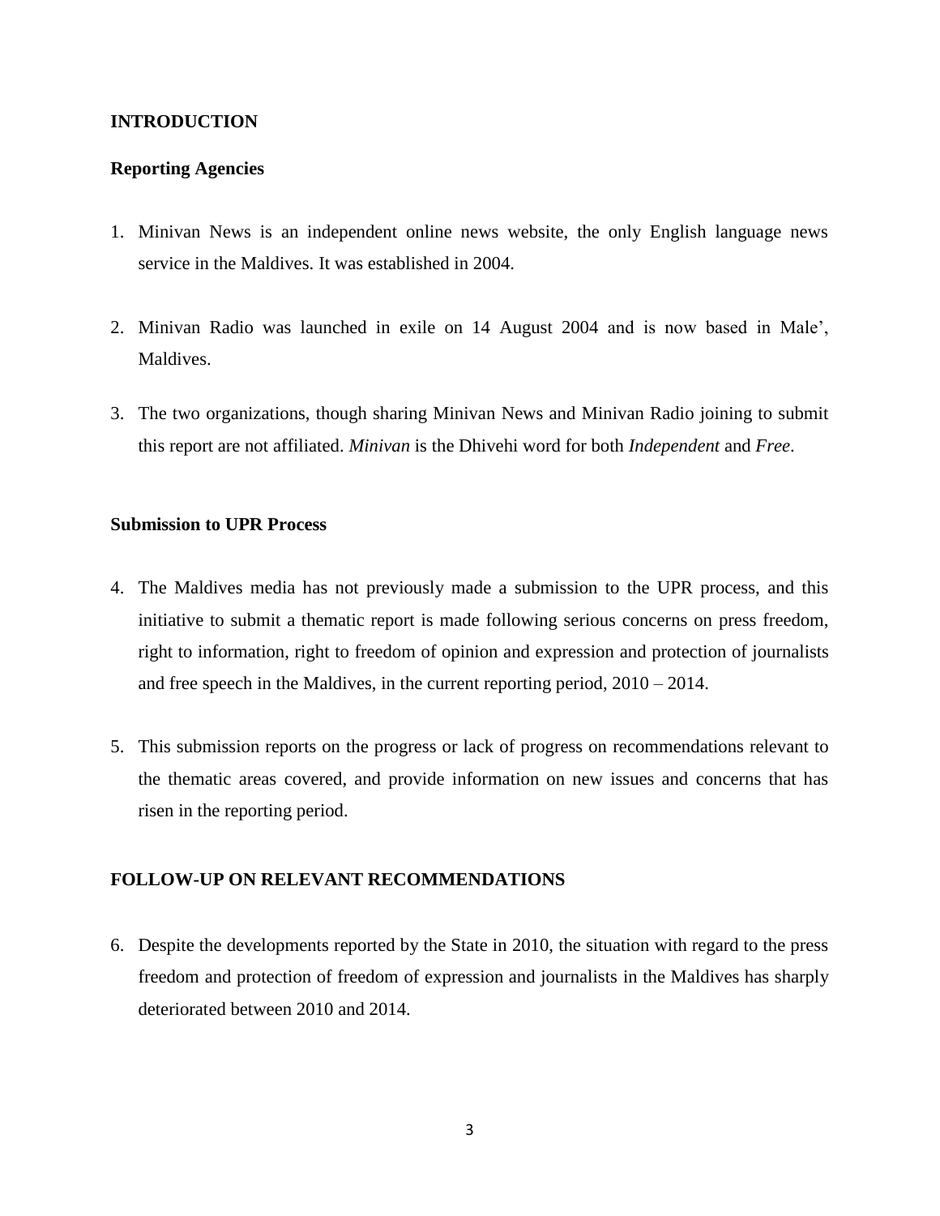## INTRODUCTION

### Reporting Agencies

1. Minivan News is an independent online news website, the only English language news service in the Maldives. It was established in 2004.

2. Minivan Radio was launched in exile on 14 August 2004 and is now based in Male', Maldives.

3. The two organizations, though sharing Minivan News and Minivan Radio joining to submit this report are not affiliated. *Minivan* is the Dhivehi word for both *Independent* and *Free*.

### Submission to UPR Process

4. The Maldives media has not previously made a submission to the UPR process, and this initiative to submit a thematic report is made following serious concerns on press freedom, right to information, right to freedom of opinion and expression and protection of journalists and free speech in the Maldives, in the current reporting period, 2010 – 2014.

5. This submission reports on the progress or lack of progress on recommendations relevant to the thematic areas covered, and provide information on new issues and concerns that has risen in the reporting period.

## FOLLOW-UP ON RELEVANT RECOMMENDATIONS

6. Despite the developments reported by the State in 2010, the situation with regard to the press freedom and protection of freedom of expression and journalists in the Maldives has sharply deteriorated between 2010 and 2014.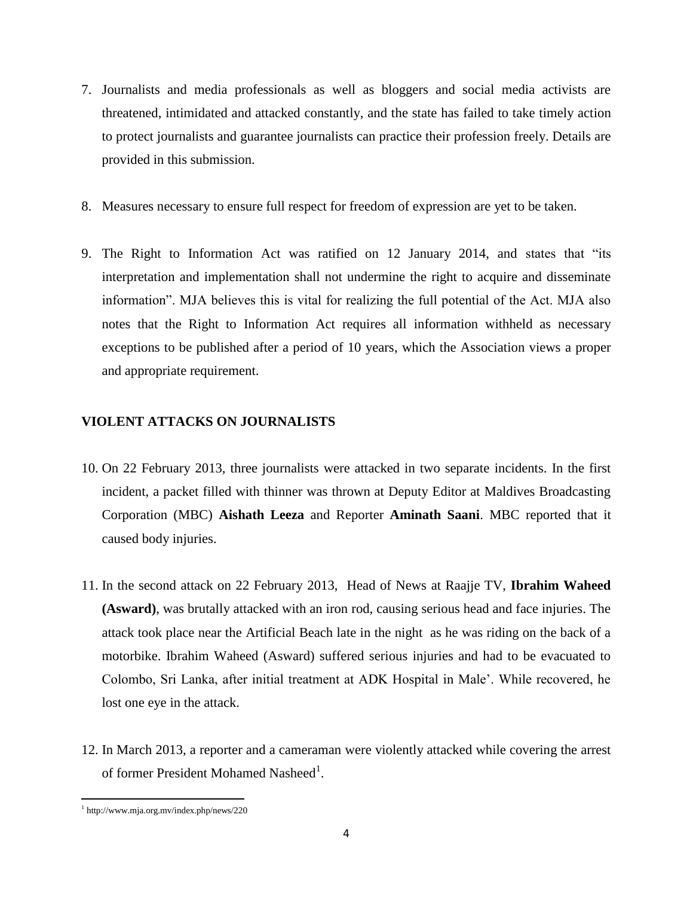7. Journalists and media professionals as well as bloggers and social media activists are threatened, intimidated and attacked constantly, and the state has failed to take timely action to protect journalists and guarantee journalists can practice their profession freely. Details are provided in this submission.

8. Measures necessary to ensure full respect for freedom of expression are yet to be taken.

9. The Right to Information Act was ratified on 12 January 2014, and states that "its interpretation and implementation shall not undermine the right to acquire and disseminate information". MJA believes this is vital for realizing the full potential of the Act. MJA also notes that the Right to Information Act requires all information withheld as necessary exceptions to be published after a period of 10 years, which the Association views a proper and appropriate requirement.

## VIOLENT ATTACKS ON JOURNALISTS

10. On 22 February 2013, three journalists were attacked in two separate incidents. In the first incident, a packet filled with thinner was thrown at Deputy Editor at Maldives Broadcasting Corporation (MBC) **Aishath Leeza** and Reporter **Aminath Saani**. MBC reported that it caused body injuries.

11. In the second attack on 22 February 2013, Head of News at Raajje TV, **Ibrahim Waheed (Asward)**, was brutally attacked with an iron rod, causing serious head and face injuries. The attack took place near the Artificial Beach late in the night as he was riding on the back of a motorbike. Ibrahim Waheed (Asward) suffered serious injuries and had to be evacuated to Colombo, Sri Lanka, after initial treatment at ADK Hospital in Male'. While recovered, he lost one eye in the attack.

12. In March 2013, a reporter and a cameraman were violently attacked while covering the arrest of former President Mohamed Nasheed[1].

[1] http://www.mja.org.mv/index.php/news/220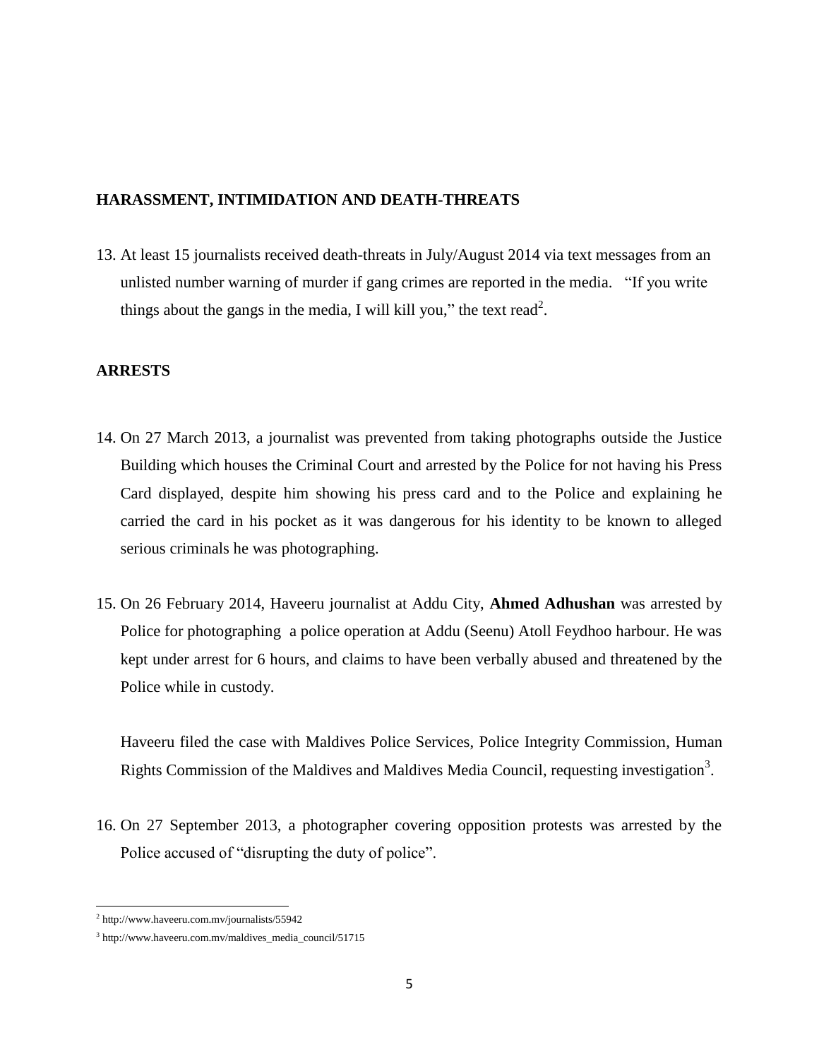## HARASSMENT, INTIMIDATION AND DEATH-THREATS

13. At least 15 journalists received death-threats in July/August 2014 via text messages from an unlisted number warning of murder if gang crimes are reported in the media. "If you write things about the gangs in the media, I will kill you," the text read[2].

## ARRESTS

14. On 27 March 2013, a journalist was prevented from taking photographs outside the Justice Building which houses the Criminal Court and arrested by the Police for not having his Press Card displayed, despite him showing his press card and to the Police and explaining he carried the card in his pocket as it was dangerous for his identity to be known to alleged serious criminals he was photographing.

15. On 26 February 2014, Haveeru journalist at Addu City, **Ahmed Adhushan** was arrested by Police for photographing a police operation at Addu (Seenu) Atoll Feydhoo harbour. He was kept under arrest for 6 hours, and claims to have been verbally abused and threatened by the Police while in custody.

    Haveeru filed the case with Maldives Police Services, Police Integrity Commission, Human Rights Commission of the Maldives and Maldives Media Council, requesting investigation[3].

16. On 27 September 2013, a photographer covering opposition protests was arrested by the Police accused of "disrupting the duty of police".

---

[2] http://www.haveeru.com.mv/journalists/55942

[3] http://www.haveeru.com.mv/maldives_media_council/51715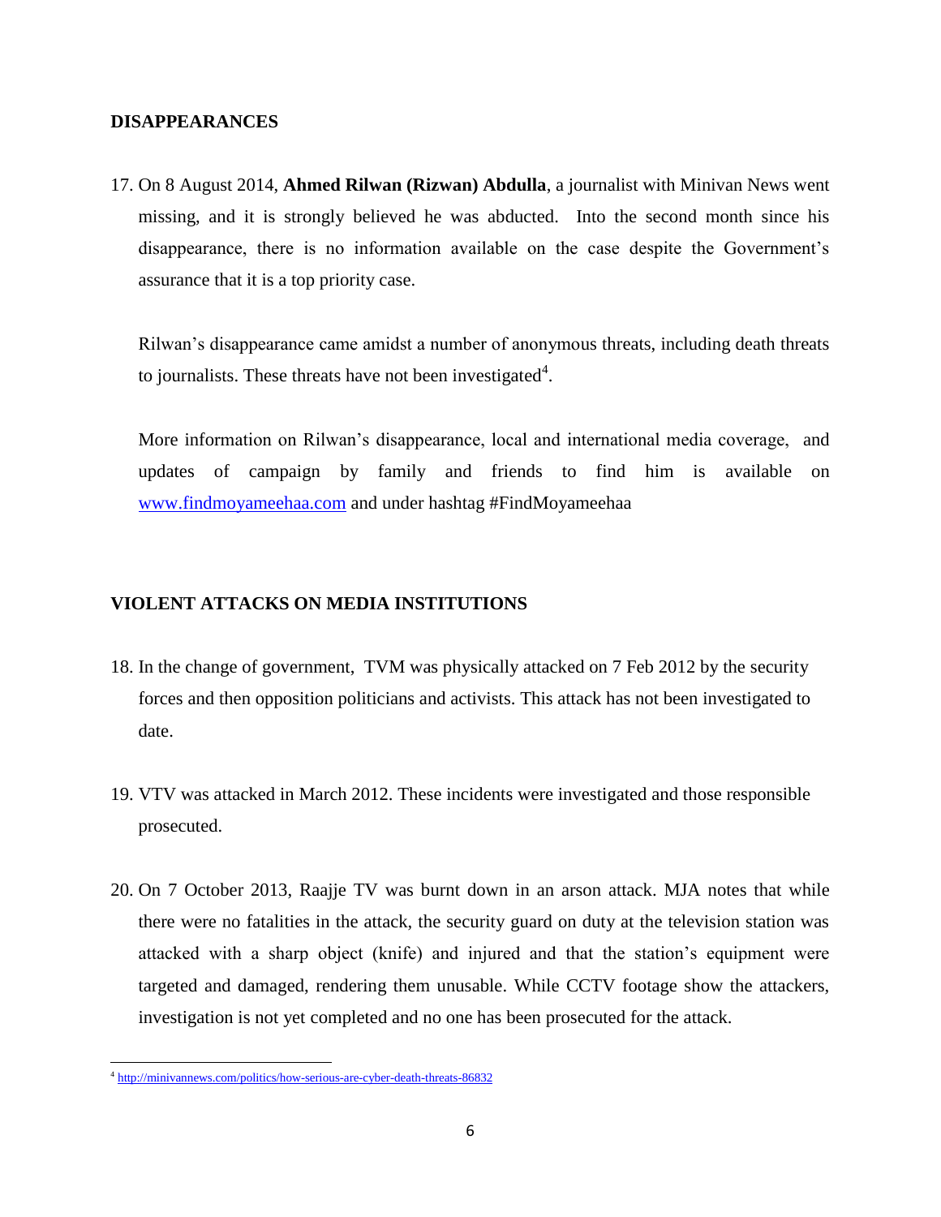## DISAPPEARANCES

17. On 8 August 2014, **Ahmed Rilwan (Rizwan) Abdulla**, a journalist with Minivan News went missing, and it is strongly believed he was abducted. Into the second month since his disappearance, there is no information available on the case despite the Government's assurance that it is a top priority case.

    Rilwan's disappearance came amidst a number of anonymous threats, including death threats to journalists. These threats have not been investigated[4].

    More information on Rilwan's disappearance, local and international media coverage, and updates of campaign by family and friends to find him is available on [www.findmoyameehaa.com](http://www.findmoyameehaa.com) and under hashtag #FindMoyameehaa

## VIOLENT ATTACKS ON MEDIA INSTITUTIONS

18. In the change of government, TVM was physically attacked on 7 Feb 2012 by the security forces and then opposition politicians and activists. This attack has not been investigated to date.

19. VTV was attacked in March 2012. These incidents were investigated and those responsible prosecuted.

20. On 7 October 2013, Raajje TV was burnt down in an arson attack. MJA notes that while there were no fatalities in the attack, the security guard on duty at the television station was attacked with a sharp object (knife) and injured and that the station's equipment were targeted and damaged, rendering them unusable. While CCTV footage show the attackers, investigation is not yet completed and no one has been prosecuted for the attack.

---

[4] http://minivannews.com/politics/how-serious-are-cyber-death-threats-86832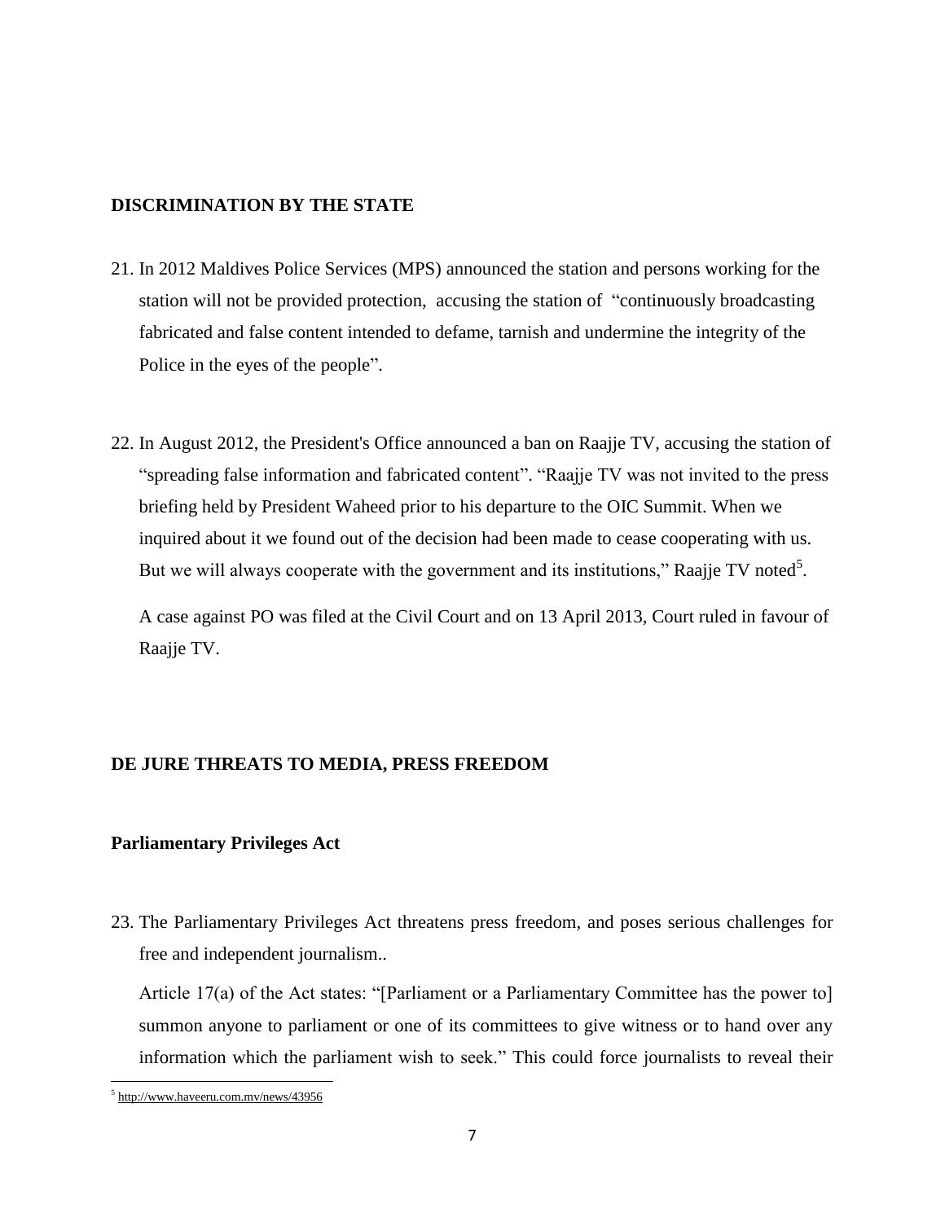## DISCRIMINATION BY THE STATE

21. In 2012 Maldives Police Services (MPS) announced the station and persons working for the station will not be provided protection, accusing the station of "continuously broadcasting fabricated and false content intended to defame, tarnish and undermine the integrity of the Police in the eyes of the people".

22. In August 2012, the President's Office announced a ban on Raajje TV, accusing the station of "spreading false information and fabricated content". "Raajje TV was not invited to the press briefing held by President Waheed prior to his departure to the OIC Summit. When we inquired about it we found out of the decision had been made to cease cooperating with us. But we will always cooperate with the government and its institutions," Raajje TV noted[5].

    A case against PO was filed at the Civil Court and on 13 April 2013, Court ruled in favour of Raajje TV.

## DE JURE THREATS TO MEDIA, PRESS FREEDOM

### Parliamentary Privileges Act

23. The Parliamentary Privileges Act threatens press freedom, and poses serious challenges for free and independent journalism..

    Article 17(a) of the Act states: "[Parliament or a Parliamentary Committee has the power to] summon anyone to parliament or one of its committees to give witness or to hand over any information which the parliament wish to seek." This could force journalists to reveal their

[5] http://www.haveeru.com.mv/news/43956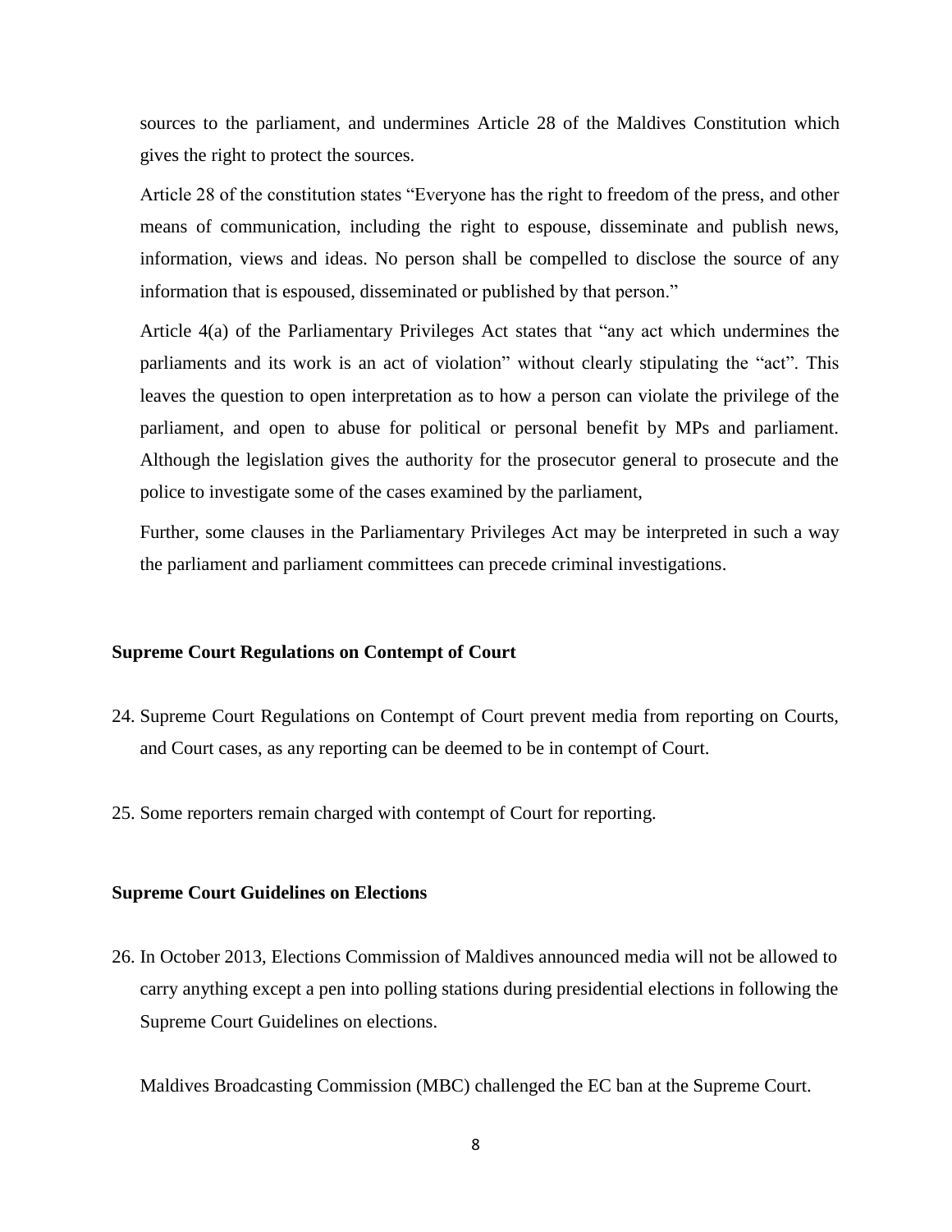sources to the parliament, and undermines Article 28 of the Maldives Constitution which gives the right to protect the sources.

Article 28 of the constitution states "Everyone has the right to freedom of the press, and other means of communication, including the right to espouse, disseminate and publish news, information, views and ideas. No person shall be compelled to disclose the source of any information that is espoused, disseminated or published by that person."

Article 4(a) of the Parliamentary Privileges Act states that "any act which undermines the parliaments and its work is an act of violation" without clearly stipulating the "act". This leaves the question to open interpretation as to how a person can violate the privilege of the parliament, and open to abuse for political or personal benefit by MPs and parliament. Although the legislation gives the authority for the prosecutor general to prosecute and the police to investigate some of the cases examined by the parliament,

Further, some clauses in the Parliamentary Privileges Act may be interpreted in such a way the parliament and parliament committees can precede criminal investigations.

**Supreme Court Regulations on Contempt of Court**

24. Supreme Court Regulations on Contempt of Court prevent media from reporting on Courts, and Court cases, as any reporting can be deemed to be in contempt of Court.

25. Some reporters remain charged with contempt of Court for reporting.

**Supreme Court Guidelines on Elections**

26. In October 2013, Elections Commission of Maldives announced media will not be allowed to carry anything except a pen into polling stations during presidential elections in following the Supreme Court Guidelines on elections.

    Maldives Broadcasting Commission (MBC) challenged the EC ban at the Supreme Court.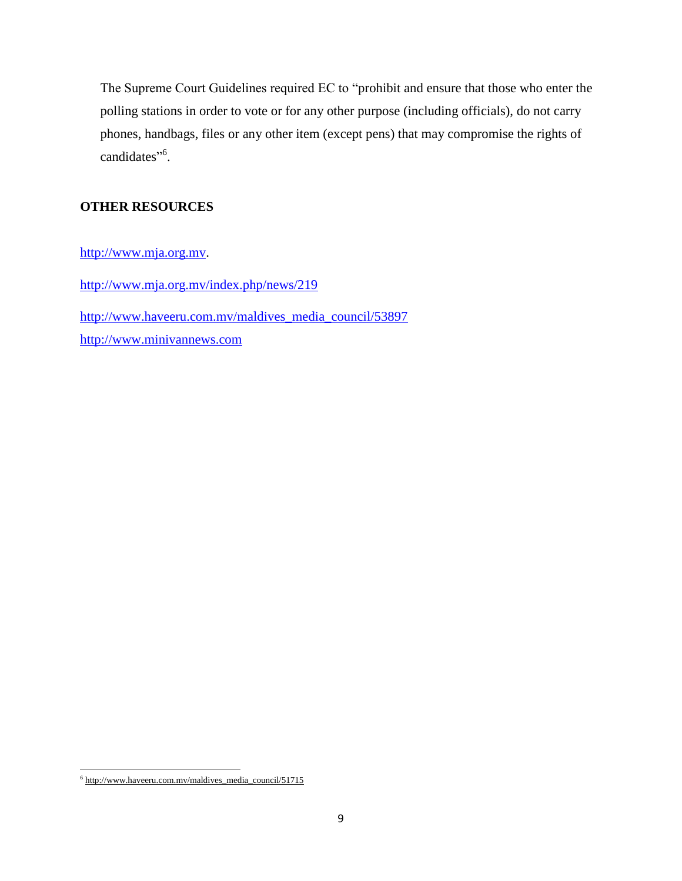The Supreme Court Guidelines required EC to "prohibit and ensure that those who enter the polling stations in order to vote or for any other purpose (including officials), do not carry phones, handbags, files or any other item (except pens) that may compromise the rights of candidates"[6].

## OTHER RESOURCES

http://www.mja.org.mv.

http://www.mja.org.mv/index.php/news/219

http://www.haveeru.com.mv/maldives_media_council/53897

http://www.minivannews.com

---

[6] http://www.haveeru.com.mv/maldives_media_council/51715